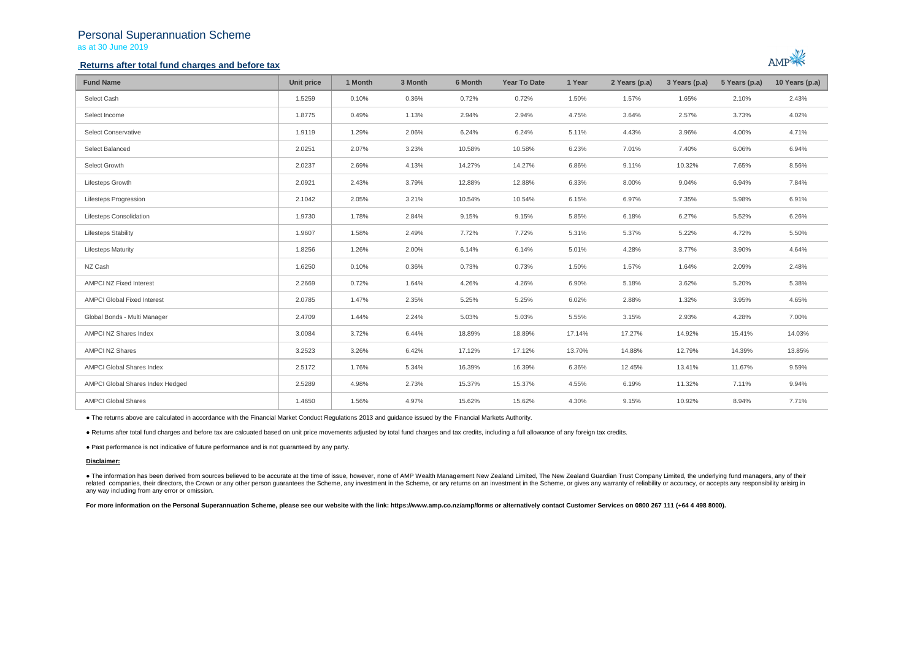# Personal Superannuation Scheme

as at 30 June 2019

## Returns after total fund charges and before tax

| Fund Name | Unit price | 1 Month | 3 Month | 6 Month | Year To Date | 1 Year | 2 Years (p.a) | 3 Years (p.a) | 5 Years (p.a) | 10 Years (p.a) |
|---|---|---|---|---|---|---|---|---|---|---|
| Select Cash | 1.5259 | 0.10% | 0.36% | 0.72% | 0.72% | 1.50% | 1.57% | 1.65% | 2.10% | 2.43% |
| Select Income | 1.8775 | 0.49% | 1.13% | 2.94% | 2.94% | 4.75% | 3.64% | 2.57% | 3.73% | 4.02% |
| Select Conservative | 1.9119 | 1.29% | 2.06% | 6.24% | 6.24% | 5.11% | 4.43% | 3.96% | 4.00% | 4.71% |
| Select Balanced | 2.0251 | 2.07% | 3.23% | 10.58% | 10.58% | 6.23% | 7.01% | 7.40% | 6.06% | 6.94% |
| Select Growth | 2.0237 | 2.69% | 4.13% | 14.27% | 14.27% | 6.86% | 9.11% | 10.32% | 7.65% | 8.56% |
| Lifesteps Growth | 2.0921 | 2.43% | 3.79% | 12.88% | 12.88% | 6.33% | 8.00% | 9.04% | 6.94% | 7.84% |
| Lifesteps Progression | 2.1042 | 2.05% | 3.21% | 10.54% | 10.54% | 6.15% | 6.97% | 7.35% | 5.98% | 6.91% |
| Lifesteps Consolidation | 1.9730 | 1.78% | 2.84% | 9.15% | 9.15% | 5.85% | 6.18% | 6.27% | 5.52% | 6.26% |
| Lifesteps Stability | 1.9607 | 1.58% | 2.49% | 7.72% | 7.72% | 5.31% | 5.37% | 5.22% | 4.72% | 5.50% |
| Lifesteps Maturity | 1.8256 | 1.26% | 2.00% | 6.14% | 6.14% | 5.01% | 4.28% | 3.77% | 3.90% | 4.64% |
| NZ Cash | 1.6250 | 0.10% | 0.36% | 0.73% | 0.73% | 1.50% | 1.57% | 1.64% | 2.09% | 2.48% |
| AMPCI NZ Fixed Interest | 2.2669 | 0.72% | 1.64% | 4.26% | 4.26% | 6.90% | 5.18% | 3.62% | 5.20% | 5.38% |
| AMPCI Global Fixed Interest | 2.0785 | 1.47% | 2.35% | 5.25% | 5.25% | 6.02% | 2.88% | 1.32% | 3.95% | 4.65% |
| Global Bonds - Multi Manager | 2.4709 | 1.44% | 2.24% | 5.03% | 5.03% | 5.55% | 3.15% | 2.93% | 4.28% | 7.00% |
| AMPCI NZ Shares Index | 3.0084 | 3.72% | 6.44% | 18.89% | 18.89% | 17.14% | 17.27% | 14.92% | 15.41% | 14.03% |
| AMPCI NZ Shares | 3.2523 | 3.26% | 6.42% | 17.12% | 17.12% | 13.70% | 14.88% | 12.79% | 14.39% | 13.85% |
| AMPCI Global Shares Index | 2.5172 | 1.76% | 5.34% | 16.39% | 16.39% | 6.36% | 12.45% | 13.41% | 11.67% | 9.59% |
| AMPCI Global Shares Index Hedged | 2.5289 | 4.98% | 2.73% | 15.37% | 15.37% | 4.55% | 6.19% | 11.32% | 7.11% | 9.94% |
| AMPCI Global Shares | 1.4650 | 1.56% | 4.97% | 15.62% | 15.62% | 4.30% | 9.15% | 10.92% | 8.94% | 7.71% |

- The returns above are calculated in accordance with the Financial Market Conduct Regulations 2013 and guidance issued by the Financial Markets Authority.
- Returns after total fund charges and before tax are calcuated based on unit price movements adjusted by total fund charges and tax credits, including a full allowance of any foreign tax credits.
- Past performance is not indicative of future performance and is not guaranteed by any party.

**Disclaimer:**

- The information has been derived from sources believed to be accurate at the time of issue, however, none of AMP Wealth Management New Zealand Limited, The New Zealand Guardian Trust Company Limited, the underlying fund managers, any of their related companies, their directors, the Crown or any other person guarantees the Scheme, any investment in the Scheme, or any returns on an investment in the Scheme, or gives any warranty of reliability or accuracy, or accepts any responsibility arising in any way including from any error or omission.

**For more information on the Personal Superannuation Scheme, please see our website with the link: https://www.amp.co.nz/amp/forms or alternatively contact Customer Services on 0800 267 111 (+64 4 498 8000).**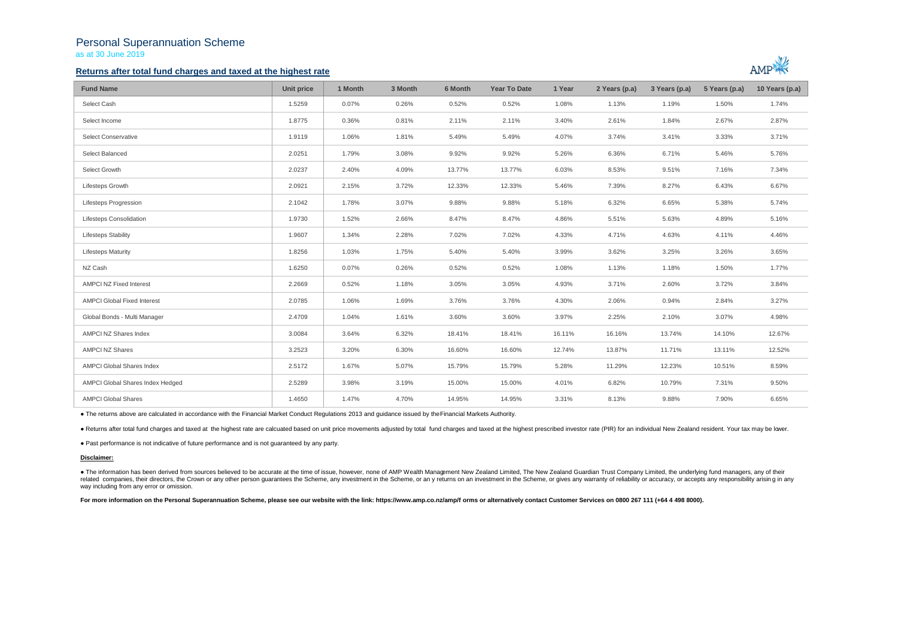# Personal Superannuation Scheme

as at 30 June 2019

## Returns after total fund charges and taxed at the highest rate

| Fund Name | Unit price | 1 Month | 3 Month | 6 Month | Year To Date | 1 Year | 2 Years (p.a) | 3 Years (p.a) | 5 Years (p.a) | 10 Years (p.a) |
|---|---|---|---|---|---|---|---|---|---|---|
| Select Cash | 1.5259 | 0.07% | 0.26% | 0.52% | 0.52% | 1.08% | 1.13% | 1.19% | 1.50% | 1.74% |
| Select Income | 1.8775 | 0.36% | 0.81% | 2.11% | 2.11% | 3.40% | 2.61% | 1.84% | 2.67% | 2.87% |
| Select Conservative | 1.9119 | 1.06% | 1.81% | 5.49% | 5.49% | 4.07% | 3.74% | 3.41% | 3.33% | 3.71% |
| Select Balanced | 2.0251 | 1.79% | 3.08% | 9.92% | 9.92% | 5.26% | 6.36% | 6.71% | 5.46% | 5.76% |
| Select Growth | 2.0237 | 2.40% | 4.09% | 13.77% | 13.77% | 6.03% | 8.53% | 9.51% | 7.16% | 7.34% |
| Lifesteps Growth | 2.0921 | 2.15% | 3.72% | 12.33% | 12.33% | 5.46% | 7.39% | 8.27% | 6.43% | 6.67% |
| Lifesteps Progression | 2.1042 | 1.78% | 3.07% | 9.88% | 9.88% | 5.18% | 6.32% | 6.65% | 5.38% | 5.74% |
| Lifesteps Consolidation | 1.9730 | 1.52% | 2.66% | 8.47% | 8.47% | 4.86% | 5.51% | 5.63% | 4.89% | 5.16% |
| Lifesteps Stability | 1.9607 | 1.34% | 2.28% | 7.02% | 7.02% | 4.33% | 4.71% | 4.63% | 4.11% | 4.46% |
| Lifesteps Maturity | 1.8256 | 1.03% | 1.75% | 5.40% | 5.40% | 3.99% | 3.62% | 3.25% | 3.26% | 3.65% |
| NZ Cash | 1.6250 | 0.07% | 0.26% | 0.52% | 0.52% | 1.08% | 1.13% | 1.18% | 1.50% | 1.77% |
| AMPCI NZ Fixed Interest | 2.2669 | 0.52% | 1.18% | 3.05% | 3.05% | 4.93% | 3.71% | 2.60% | 3.72% | 3.84% |
| AMPCI Global Fixed Interest | 2.0785 | 1.06% | 1.69% | 3.76% | 3.76% | 4.30% | 2.06% | 0.94% | 2.84% | 3.27% |
| Global Bonds - Multi Manager | 2.4709 | 1.04% | 1.61% | 3.60% | 3.60% | 3.97% | 2.25% | 2.10% | 3.07% | 4.98% |
| AMPCI NZ Shares Index | 3.0084 | 3.64% | 6.32% | 18.41% | 18.41% | 16.11% | 16.16% | 13.74% | 14.10% | 12.67% |
| AMPCI NZ Shares | 3.2523 | 3.20% | 6.30% | 16.60% | 16.60% | 12.74% | 13.87% | 11.71% | 13.11% | 12.52% |
| AMPCI Global Shares Index | 2.5172 | 1.67% | 5.07% | 15.79% | 15.79% | 5.28% | 11.29% | 12.23% | 10.51% | 8.59% |
| AMPCI Global Shares Index Hedged | 2.5289 | 3.98% | 3.19% | 15.00% | 15.00% | 4.01% | 6.82% | 10.79% | 7.31% | 9.50% |
| AMPCI Global Shares | 1.4650 | 1.47% | 4.70% | 14.95% | 14.95% | 3.31% | 8.13% | 9.88% | 7.90% | 6.65% |

● The returns above are calculated in accordance with the Financial Market Conduct Regulations 2013 and guidance issued by the Financial Markets Authority.

● Returns after total fund charges and taxed at the highest rate are calcuated based on unit price movements adjusted by total fund charges and taxed at the highest prescribed investor rate (PIR) for an individual New Zealand resident. Your tax may be lower.

● Past performance is not indicative of future performance and is not guaranteed by any party.

**Disclaimer:**

● The information has been derived from sources believed to be accurate at the time of issue, however, none of AMP Wealth Management New Zealand Limited, The New Zealand Guardian Trust Company Limited, the underlying fund managers, any of their related companies, their directors, the Crown or any other person guarantees the Scheme, any investment in the Scheme, or any returns on an investment in the Scheme, or gives any warranty of reliability or accuracy, or accepts any responsibility arising in any way including from any error or omission.

**For more information on the Personal Superannuation Scheme, please see our website with the link: https://www.amp.co.nz/amp/forms or alternatively contact Customer Services on 0800 267 111 (+64 4 498 8000).**